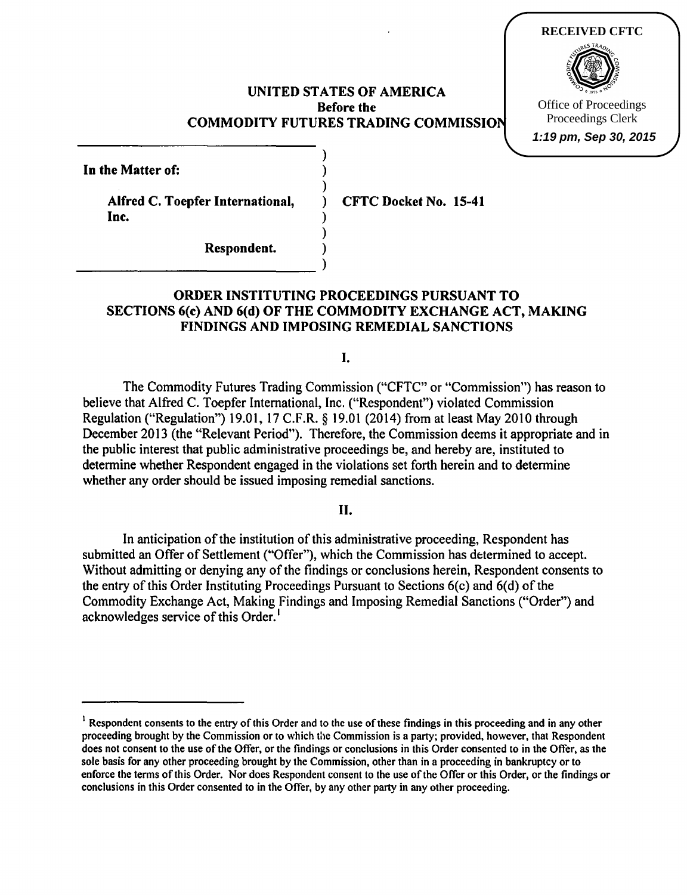RECEIVED CFTC

Office of Proceedings
Proceedings Clerk
1:19 pm, Sep 30, 2015

**UNITED STATES OF AMERICA**
**Before the**
**COMMODITY FUTURES TRADING COMMISSION**

**In the Matter of:**

**Alfred C. Toepfer International, Inc.**

**Respondent.**

**CFTC Docket No. 15-41**

## ORDER INSTITUTING PROCEEDINGS PURSUANT TO SECTIONS 6(c) AND 6(d) OF THE COMMODITY EXCHANGE ACT, MAKING FINDINGS AND IMPOSING REMEDIAL SANCTIONS

### I.

The Commodity Futures Trading Commission ("CFTC" or "Commission") has reason to believe that Alfred C. Toepfer International, Inc. ("Respondent") violated Commission Regulation ("Regulation") 19.01, 17 C.F.R. § 19.01 (2014) from at least May 2010 through December 2013 (the "Relevant Period"). Therefore, the Commission deems it appropriate and in the public interest that public administrative proceedings be, and hereby are, instituted to determine whether Respondent engaged in the violations set forth herein and to determine whether any order should be issued imposing remedial sanctions.

### II.

In anticipation of the institution of this administrative proceeding, Respondent has submitted an Offer of Settlement ("Offer"), which the Commission has determined to accept. Without admitting or denying any of the findings or conclusions herein, Respondent consents to the entry of this Order Instituting Proceedings Pursuant to Sections 6(c) and 6(d) of the Commodity Exchange Act, Making Findings and Imposing Remedial Sanctions ("Order") and acknowledges service of this Order.[1]

[1] Respondent consents to the entry of this Order and to the use of these findings in this proceeding and in any other proceeding brought by the Commission or to which the Commission is a party; provided, however, that Respondent does not consent to the use of the Offer, or the findings or conclusions in this Order consented to in the Offer, as the sole basis for any other proceeding brought by the Commission, other than in a proceeding in bankruptcy or to enforce the terms of this Order. Nor does Respondent consent to the use of the Offer or this Order, or the findings or conclusions in this Order consented to in the Offer, by any other party in any other proceeding.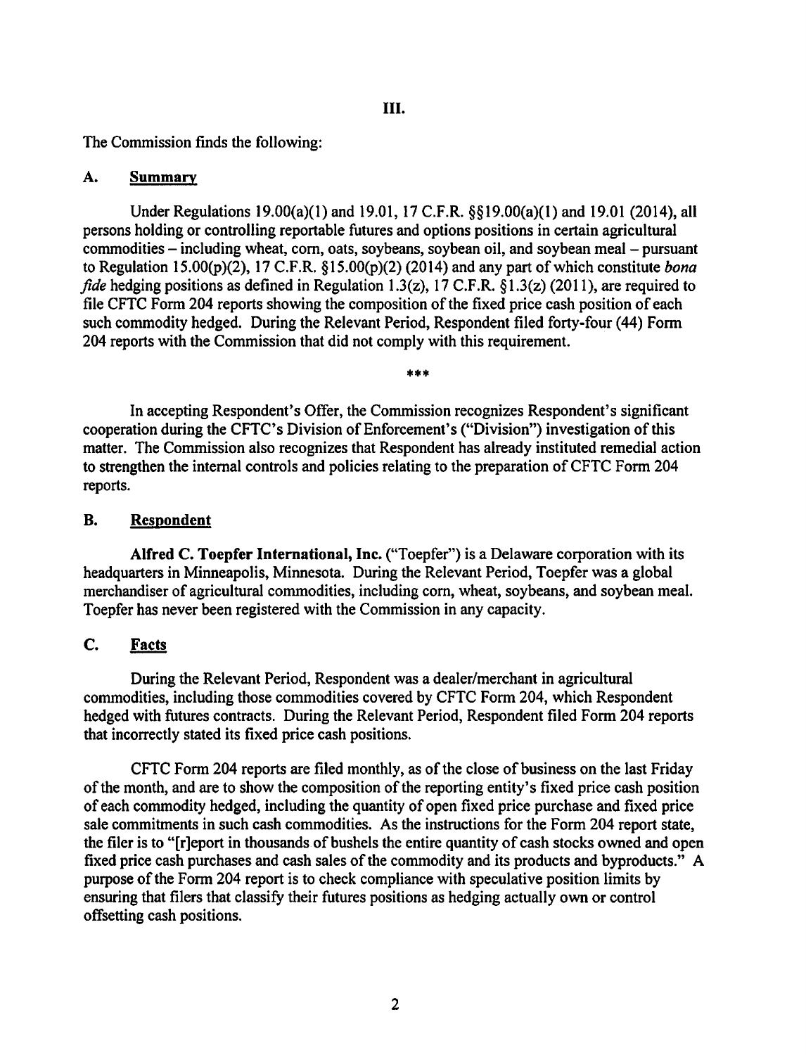# III.

The Commission finds the following:

## A. Summary

Under Regulations 19.00(a)(1) and 19.01, 17 C.F.R. §§19.00(a)(1) and 19.01 (2014), all persons holding or controlling reportable futures and options positions in certain agricultural commodities – including wheat, corn, oats, soybeans, soybean oil, and soybean meal – pursuant to Regulation 15.00(p)(2), 17 C.F.R. §15.00(p)(2) (2014) and any part of which constitute *bona fide* hedging positions as defined in Regulation 1.3(z), 17 C.F.R. §1.3(z) (2011), are required to file CFTC Form 204 reports showing the composition of the fixed price cash position of each such commodity hedged. During the Relevant Period, Respondent filed forty-four (44) Form 204 reports with the Commission that did not comply with this requirement.

***

In accepting Respondent's Offer, the Commission recognizes Respondent's significant cooperation during the CFTC's Division of Enforcement's ("Division") investigation of this matter. The Commission also recognizes that Respondent has already instituted remedial action to strengthen the internal controls and policies relating to the preparation of CFTC Form 204 reports.

## B. Respondent

**Alfred C. Toepfer International, Inc.** ("Toepfer") is a Delaware corporation with its headquarters in Minneapolis, Minnesota. During the Relevant Period, Toepfer was a global merchandiser of agricultural commodities, including corn, wheat, soybeans, and soybean meal. Toepfer has never been registered with the Commission in any capacity.

## C. Facts

During the Relevant Period, Respondent was a dealer/merchant in agricultural commodities, including those commodities covered by CFTC Form 204, which Respondent hedged with futures contracts. During the Relevant Period, Respondent filed Form 204 reports that incorrectly stated its fixed price cash positions.

CFTC Form 204 reports are filed monthly, as of the close of business on the last Friday of the month, and are to show the composition of the reporting entity's fixed price cash position of each commodity hedged, including the quantity of open fixed price purchase and fixed price sale commitments in such cash commodities. As the instructions for the Form 204 report state, the filer is to "[r]eport in thousands of bushels the entire quantity of cash stocks owned and open fixed price cash purchases and cash sales of the commodity and its products and byproducts." A purpose of the Form 204 report is to check compliance with speculative position limits by ensuring that filers that classify their futures positions as hedging actually own or control offsetting cash positions.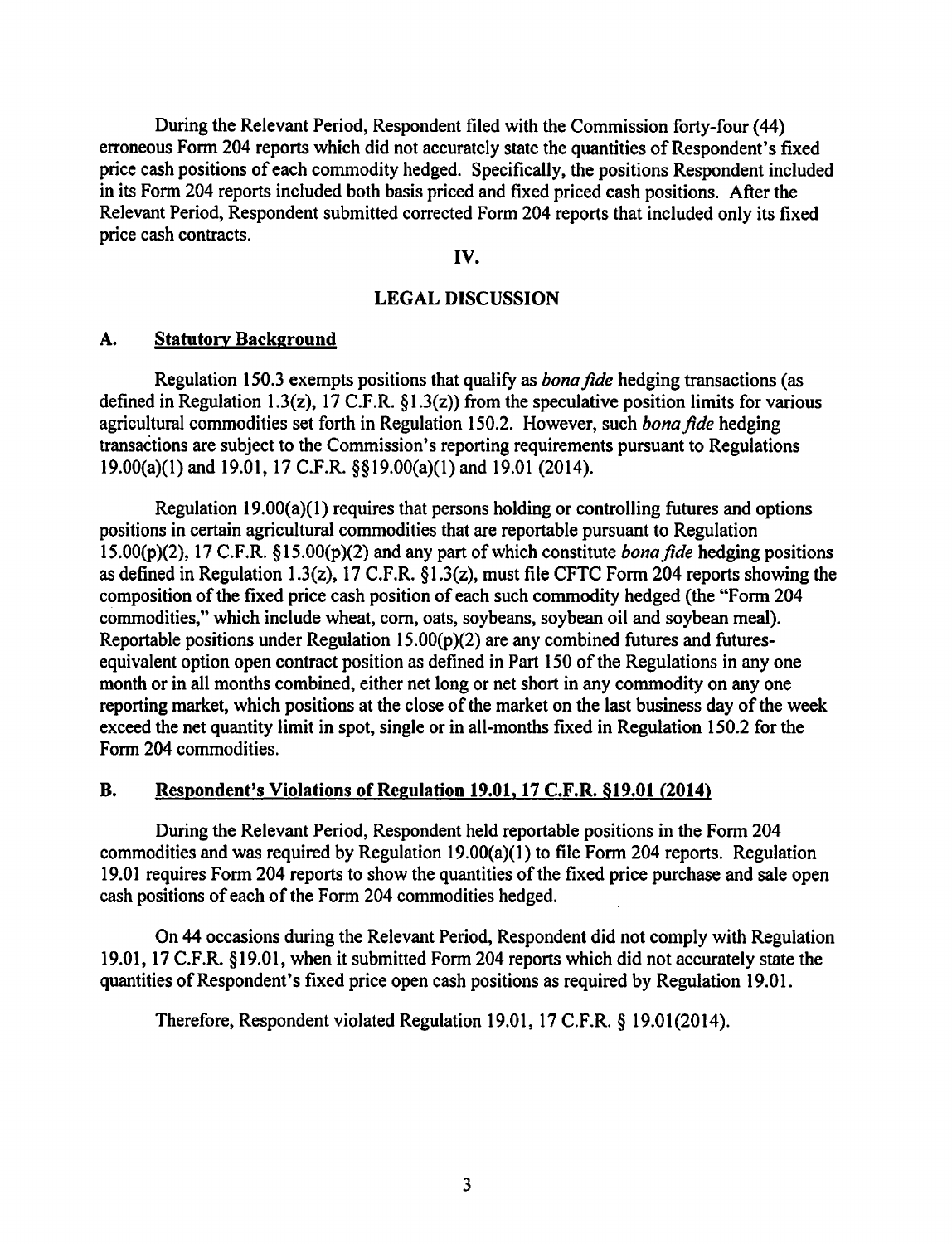During the Relevant Period, Respondent filed with the Commission forty-four (44) erroneous Form 204 reports which did not accurately state the quantities of Respondent's fixed price cash positions of each commodity hedged. Specifically, the positions Respondent included in its Form 204 reports included both basis priced and fixed priced cash positions. After the Relevant Period, Respondent submitted corrected Form 204 reports that included only its fixed price cash contracts.

## IV.

## LEGAL DISCUSSION

### A. Statutory Background

Regulation 150.3 exempts positions that qualify as *bona fide* hedging transactions (as defined in Regulation 1.3(z), 17 C.F.R. §1.3(z)) from the speculative position limits for various agricultural commodities set forth in Regulation 150.2. However, such *bona fide* hedging transactions are subject to the Commission's reporting requirements pursuant to Regulations 19.00(a)(1) and 19.01, 17 C.F.R. §§19.00(a)(1) and 19.01 (2014).

Regulation 19.00(a)(1) requires that persons holding or controlling futures and options positions in certain agricultural commodities that are reportable pursuant to Regulation 15.00(p)(2), 17 C.F.R. §15.00(p)(2) and any part of which constitute *bona fide* hedging positions as defined in Regulation 1.3(z), 17 C.F.R. §1.3(z), must file CFTC Form 204 reports showing the composition of the fixed price cash position of each such commodity hedged (the "Form 204 commodities," which include wheat, corn, oats, soybeans, soybean oil and soybean meal). Reportable positions under Regulation 15.00(p)(2) are any combined futures and futures-equivalent option open contract position as defined in Part 150 of the Regulations in any one month or in all months combined, either net long or net short in any commodity on any one reporting market, which positions at the close of the market on the last business day of the week exceed the net quantity limit in spot, single or in all-months fixed in Regulation 150.2 for the Form 204 commodities.

### B. Respondent's Violations of Regulation 19.01, 17 C.F.R. §19.01 (2014)

During the Relevant Period, Respondent held reportable positions in the Form 204 commodities and was required by Regulation 19.00(a)(1) to file Form 204 reports. Regulation 19.01 requires Form 204 reports to show the quantities of the fixed price purchase and sale open cash positions of each of the Form 204 commodities hedged.

On 44 occasions during the Relevant Period, Respondent did not comply with Regulation 19.01, 17 C.F.R. §19.01, when it submitted Form 204 reports which did not accurately state the quantities of Respondent's fixed price open cash positions as required by Regulation 19.01.

Therefore, Respondent violated Regulation 19.01, 17 C.F.R. § 19.01(2014).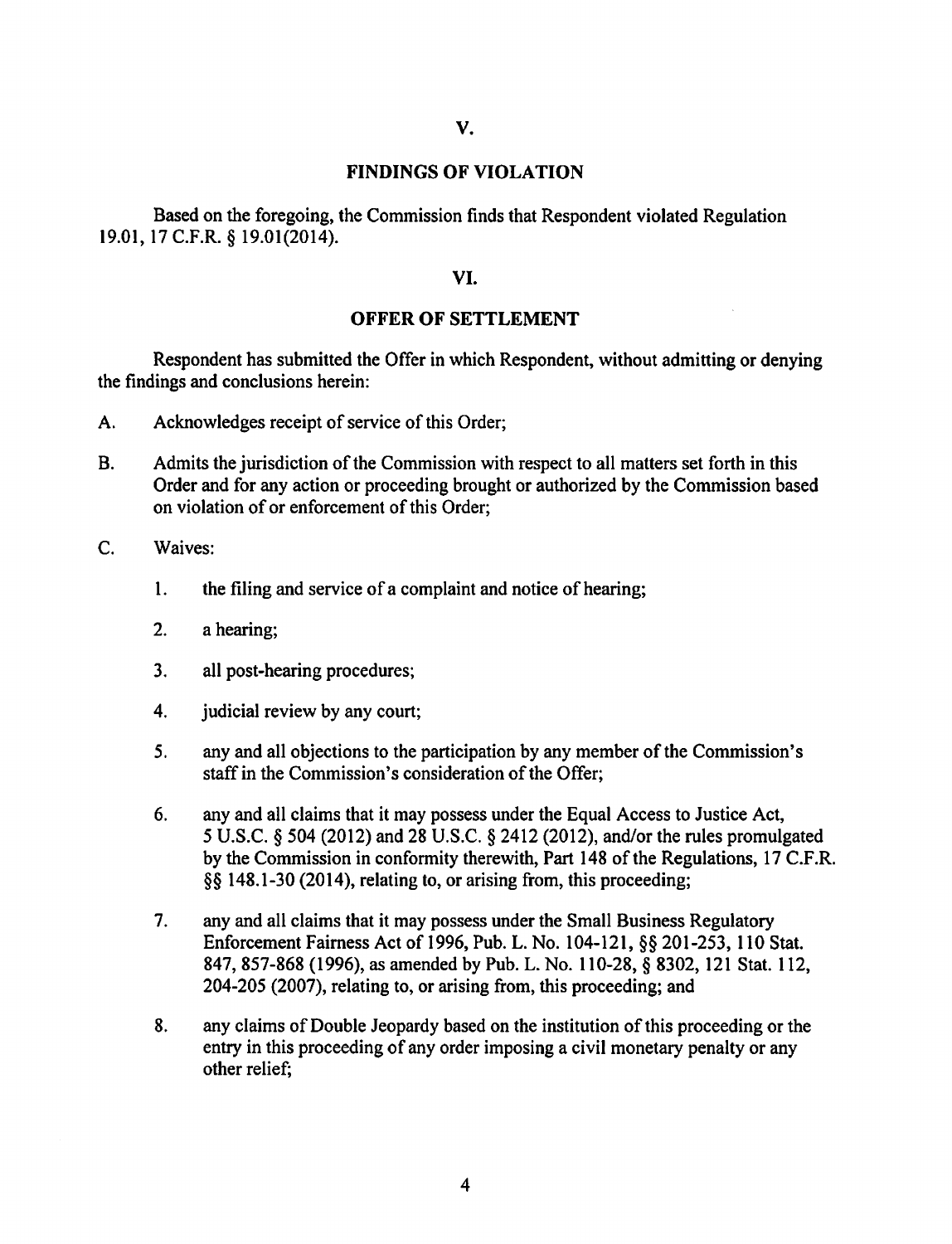## V.

## FINDINGS OF VIOLATION

Based on the foregoing, the Commission finds that Respondent violated Regulation 19.01, 17 C.F.R. § 19.01(2014).

## VI.

## OFFER OF SETTLEMENT

Respondent has submitted the Offer in which Respondent, without admitting or denying the findings and conclusions herein:

A. Acknowledges receipt of service of this Order;

B. Admits the jurisdiction of the Commission with respect to all matters set forth in this Order and for any action or proceeding brought or authorized by the Commission based on violation of or enforcement of this Order;

C. Waives:

1. the filing and service of a complaint and notice of hearing;

2. a hearing;

3. all post-hearing procedures;

4. judicial review by any court;

5. any and all objections to the participation by any member of the Commission's staff in the Commission's consideration of the Offer;

6. any and all claims that it may possess under the Equal Access to Justice Act, 5 U.S.C. § 504 (2012) and 28 U.S.C. § 2412 (2012), and/or the rules promulgated by the Commission in conformity therewith, Part 148 of the Regulations, 17 C.F.R. §§ 148.1-30 (2014), relating to, or arising from, this proceeding;

7. any and all claims that it may possess under the Small Business Regulatory Enforcement Fairness Act of 1996, Pub. L. No. 104-121, §§ 201-253, 110 Stat. 847, 857-868 (1996), as amended by Pub. L. No. 110-28, § 8302, 121 Stat. 112, 204-205 (2007), relating to, or arising from, this proceeding; and

8. any claims of Double Jeopardy based on the institution of this proceeding or the entry in this proceeding of any order imposing a civil monetary penalty or any other relief;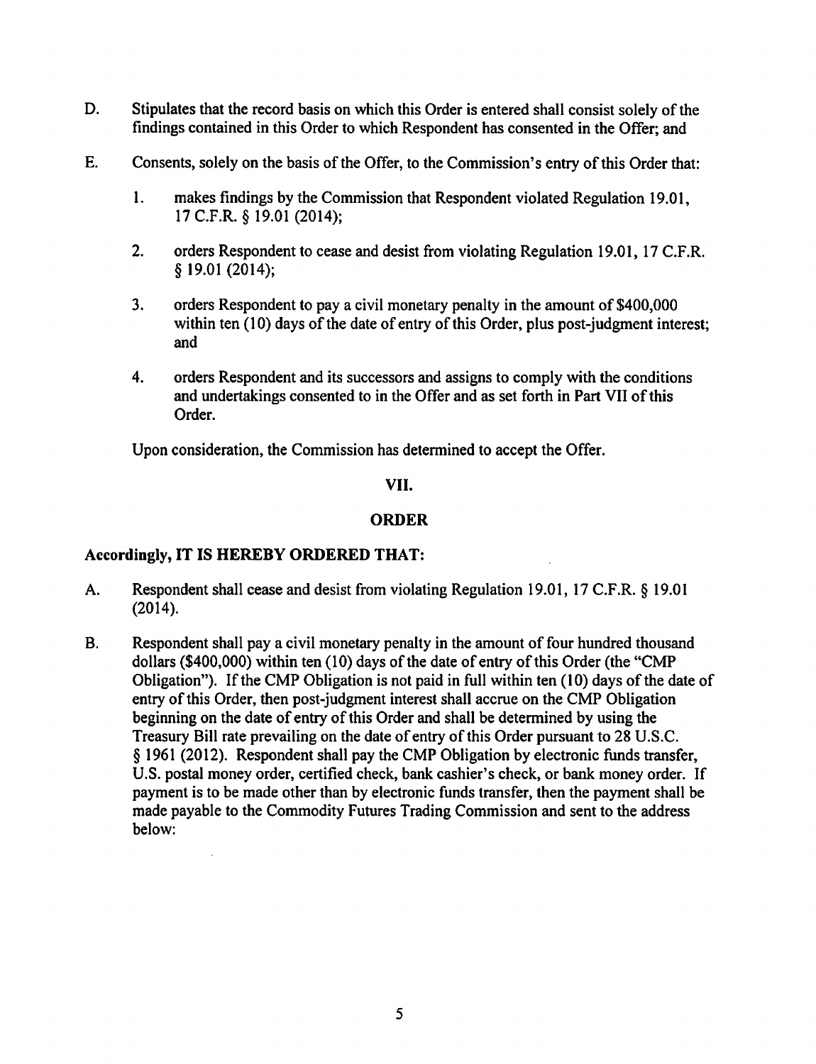D. Stipulates that the record basis on which this Order is entered shall consist solely of the findings contained in this Order to which Respondent has consented in the Offer; and

E. Consents, solely on the basis of the Offer, to the Commission's entry of this Order that:

   1. makes findings by the Commission that Respondent violated Regulation 19.01, 17 C.F.R. § 19.01 (2014);

   2. orders Respondent to cease and desist from violating Regulation 19.01, 17 C.F.R. § 19.01 (2014);

   3. orders Respondent to pay a civil monetary penalty in the amount of $400,000 within ten (10) days of the date of entry of this Order, plus post-judgment interest; and

   4. orders Respondent and its successors and assigns to comply with the conditions and undertakings consented to in the Offer and as set forth in Part VII of this Order.

Upon consideration, the Commission has determined to accept the Offer.

## VII.

## ORDER

**Accordingly, IT IS HEREBY ORDERED THAT:**

A. Respondent shall cease and desist from violating Regulation 19.01, 17 C.F.R. § 19.01 (2014).

B. Respondent shall pay a civil monetary penalty in the amount of four hundred thousand dollars ($400,000) within ten (10) days of the date of entry of this Order (the "CMP Obligation"). If the CMP Obligation is not paid in full within ten (10) days of the date of entry of this Order, then post-judgment interest shall accrue on the CMP Obligation beginning on the date of entry of this Order and shall be determined by using the Treasury Bill rate prevailing on the date of entry of this Order pursuant to 28 U.S.C. § 1961 (2012). Respondent shall pay the CMP Obligation by electronic funds transfer, U.S. postal money order, certified check, bank cashier's check, or bank money order. If payment is to be made other than by electronic funds transfer, then the payment shall be made payable to the Commodity Futures Trading Commission and sent to the address below: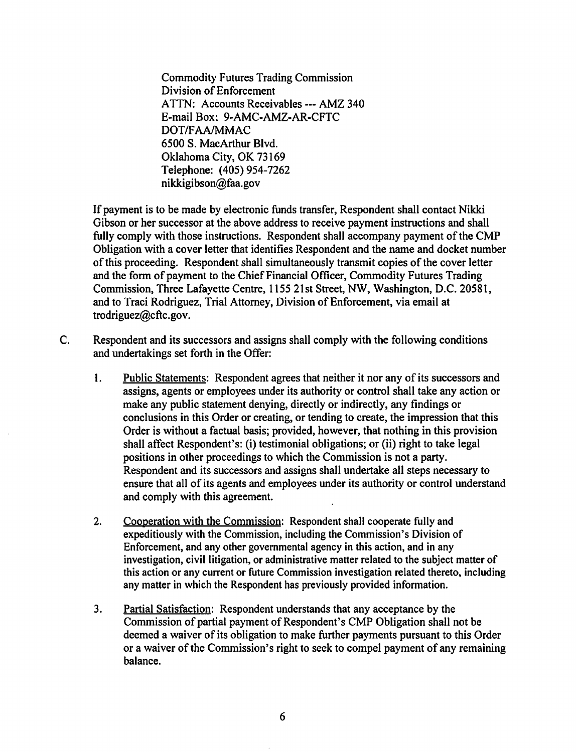Commodity Futures Trading Commission
Division of Enforcement
ATTN: Accounts Receivables --- AMZ 340
E-mail Box: 9-AMC-AMZ-AR-CFTC
DOT/FAA/MMAC
6500 S. MacArthur Blvd.
Oklahoma City, OK 73169
Telephone: (405) 954-7262
nikkigibson@faa.gov

If payment is to be made by electronic funds transfer, Respondent shall contact Nikki Gibson or her successor at the above address to receive payment instructions and shall fully comply with those instructions. Respondent shall accompany payment of the CMP Obligation with a cover letter that identifies Respondent and the name and docket number of this proceeding. Respondent shall simultaneously transmit copies of the cover letter and the form of payment to the Chief Financial Officer, Commodity Futures Trading Commission, Three Lafayette Centre, 1155 21st Street, NW, Washington, D.C. 20581, and to Traci Rodriguez, Trial Attorney, Division of Enforcement, via email at trodriguez@cftc.gov.

C. Respondent and its successors and assigns shall comply with the following conditions and undertakings set forth in the Offer:

1. Public Statements: Respondent agrees that neither it nor any of its successors and assigns, agents or employees under its authority or control shall take any action or make any public statement denying, directly or indirectly, any findings or conclusions in this Order or creating, or tending to create, the impression that this Order is without a factual basis; provided, however, that nothing in this provision shall affect Respondent's: (i) testimonial obligations; or (ii) right to take legal positions in other proceedings to which the Commission is not a party. Respondent and its successors and assigns shall undertake all steps necessary to ensure that all of its agents and employees under its authority or control understand and comply with this agreement.

2. Cooperation with the Commission: Respondent shall cooperate fully and expeditiously with the Commission, including the Commission's Division of Enforcement, and any other governmental agency in this action, and in any investigation, civil litigation, or administrative matter related to the subject matter of this action or any current or future Commission investigation related thereto, including any matter in which the Respondent has previously provided information.

3. Partial Satisfaction: Respondent understands that any acceptance by the Commission of partial payment of Respondent's CMP Obligation shall not be deemed a waiver of its obligation to make further payments pursuant to this Order or a waiver of the Commission's right to seek to compel payment of any remaining balance.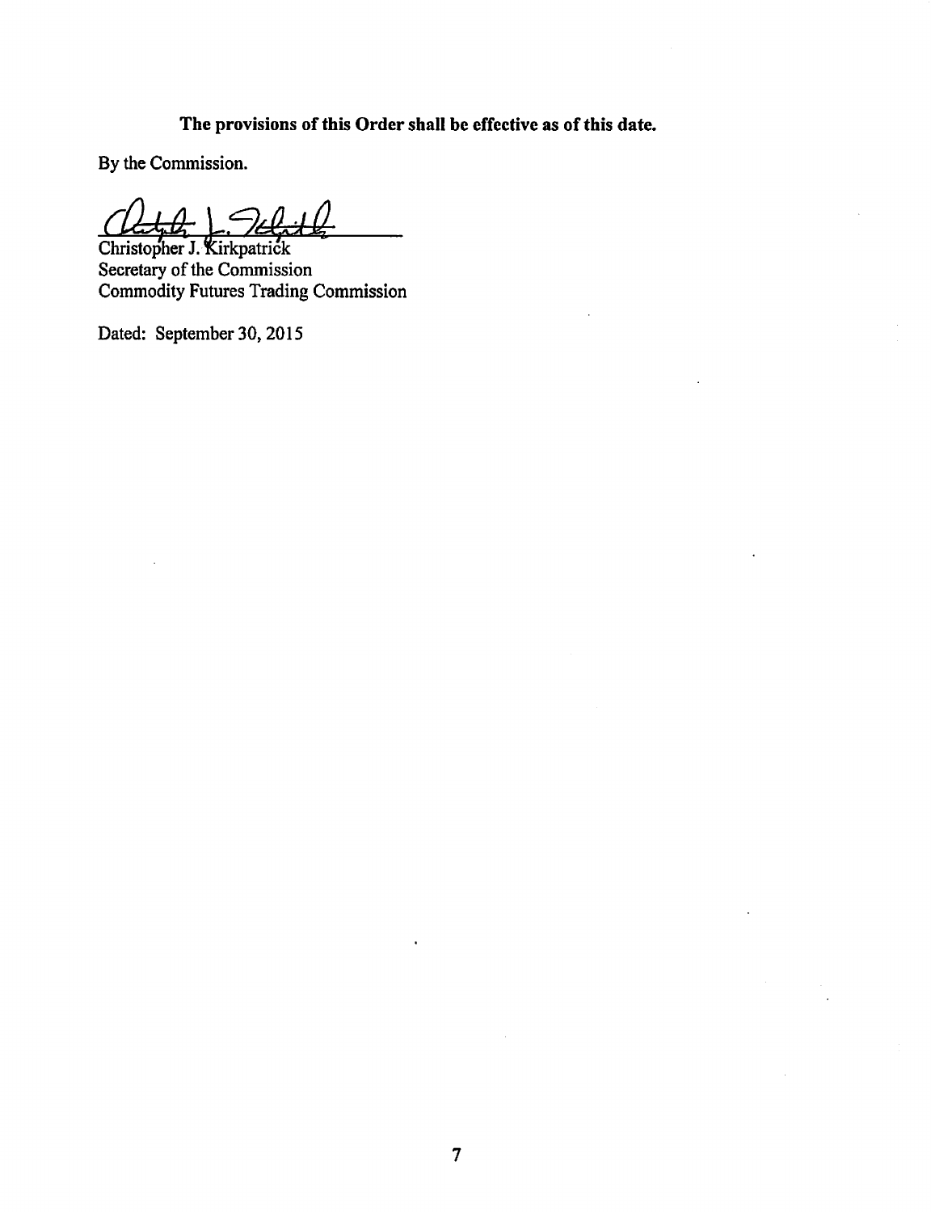**The provisions of this Order shall be effective as of this date.**

By the Commission.

Christopher J. Kirkpatrick
Secretary of the Commission
Commodity Futures Trading Commission

Dated: September 30, 2015